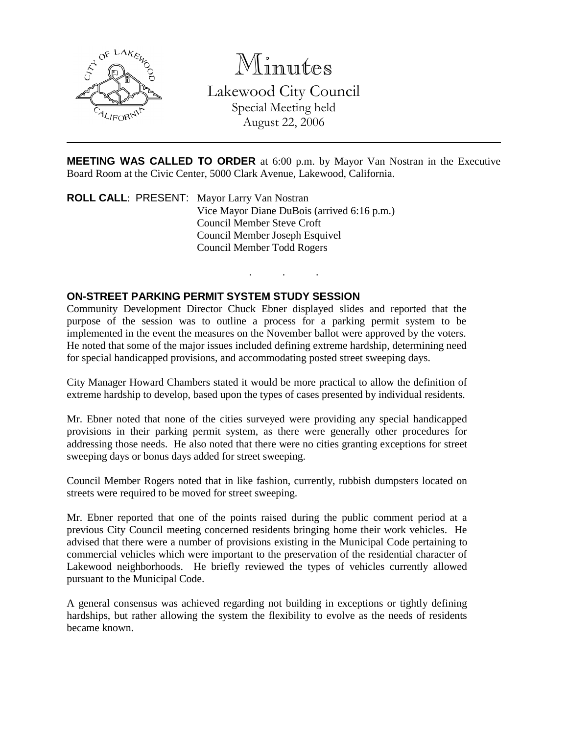# Minutes

Lakewood City Council
Special Meeting held
August 22, 2006

---

**MEETING WAS CALLED TO ORDER** at 6:00 p.m. by Mayor Van Nostran in the Executive Board Room at the Civic Center, 5000 Clark Avenue, Lakewood, California.

**ROLL CALL**: PRESENT: Mayor Larry Van Nostran
Vice Mayor Diane DuBois (arrived 6:16 p.m.)
Council Member Steve Croft
Council Member Joseph Esquivel
Council Member Todd Rogers

. . .

**ON-STREET PARKING PERMIT SYSTEM STUDY SESSION**

Community Development Director Chuck Ebner displayed slides and reported that the purpose of the session was to outline a process for a parking permit system to be implemented in the event the measures on the November ballot were approved by the voters. He noted that some of the major issues included defining extreme hardship, determining need for special handicapped provisions, and accommodating posted street sweeping days.

City Manager Howard Chambers stated it would be more practical to allow the definition of extreme hardship to develop, based upon the types of cases presented by individual residents.

Mr. Ebner noted that none of the cities surveyed were providing any special handicapped provisions in their parking permit system, as there were generally other procedures for addressing those needs. He also noted that there were no cities granting exceptions for street sweeping days or bonus days added for street sweeping.

Council Member Rogers noted that in like fashion, currently, rubbish dumpsters located on streets were required to be moved for street sweeping.

Mr. Ebner reported that one of the points raised during the public comment period at a previous City Council meeting concerned residents bringing home their work vehicles. He advised that there were a number of provisions existing in the Municipal Code pertaining to commercial vehicles which were important to the preservation of the residential character of Lakewood neighborhoods. He briefly reviewed the types of vehicles currently allowed pursuant to the Municipal Code.

A general consensus was achieved regarding not building in exceptions or tightly defining hardships, but rather allowing the system the flexibility to evolve as the needs of residents became known.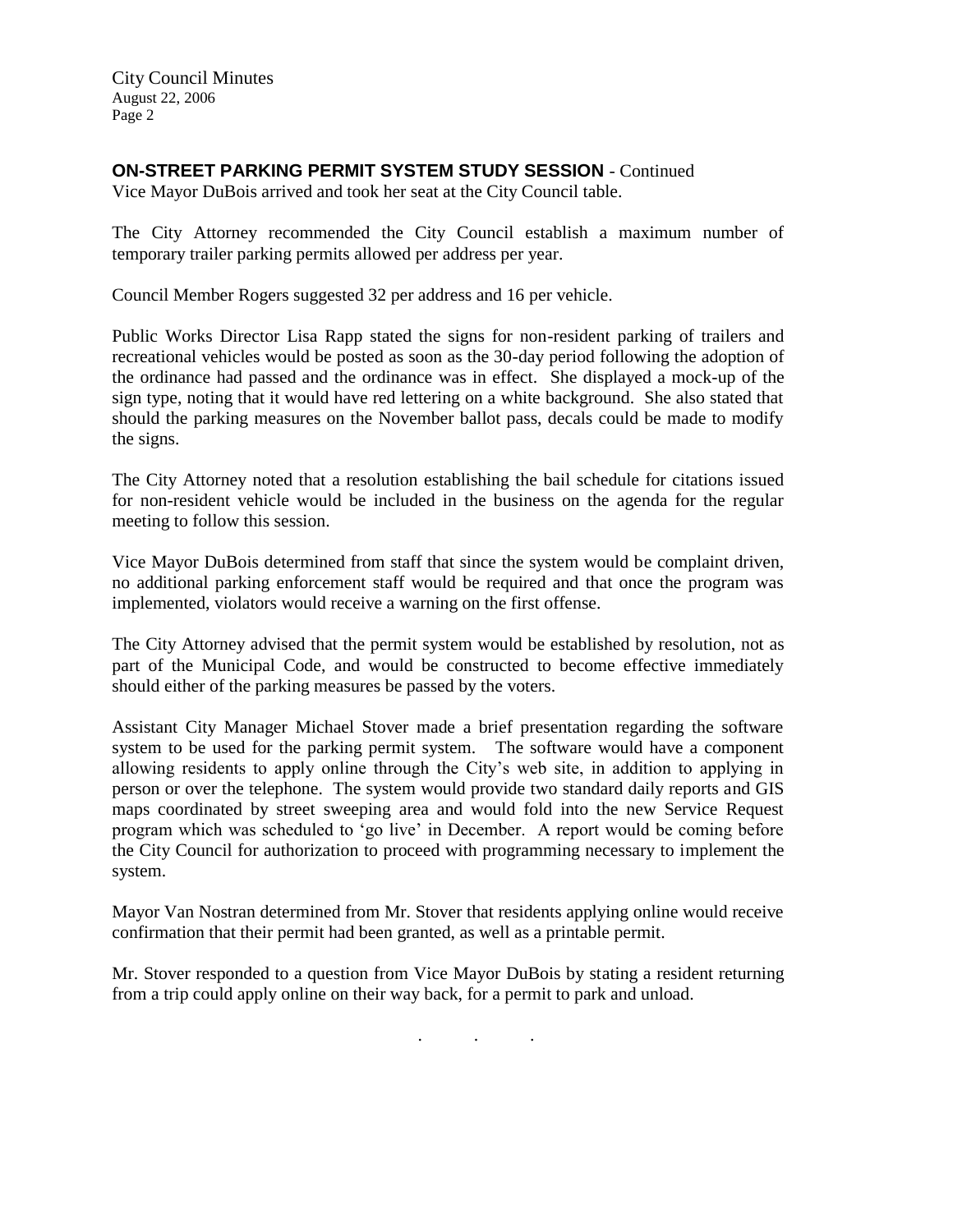**ON-STREET PARKING PERMIT SYSTEM STUDY SESSION** - Continued

Vice Mayor DuBois arrived and took her seat at the City Council table.

The City Attorney recommended the City Council establish a maximum number of temporary trailer parking permits allowed per address per year.

Council Member Rogers suggested 32 per address and 16 per vehicle.

Public Works Director Lisa Rapp stated the signs for non-resident parking of trailers and recreational vehicles would be posted as soon as the 30-day period following the adoption of the ordinance had passed and the ordinance was in effect. She displayed a mock-up of the sign type, noting that it would have red lettering on a white background. She also stated that should the parking measures on the November ballot pass, decals could be made to modify the signs.

The City Attorney noted that a resolution establishing the bail schedule for citations issued for non-resident vehicle would be included in the business on the agenda for the regular meeting to follow this session.

Vice Mayor DuBois determined from staff that since the system would be complaint driven, no additional parking enforcement staff would be required and that once the program was implemented, violators would receive a warning on the first offense.

The City Attorney advised that the permit system would be established by resolution, not as part of the Municipal Code, and would be constructed to become effective immediately should either of the parking measures be passed by the voters.

Assistant City Manager Michael Stover made a brief presentation regarding the software system to be used for the parking permit system. The software would have a component allowing residents to apply online through the City's web site, in addition to applying in person or over the telephone. The system would provide two standard daily reports and GIS maps coordinated by street sweeping area and would fold into the new Service Request program which was scheduled to 'go live' in December. A report would be coming before the City Council for authorization to proceed with programming necessary to implement the system.

Mayor Van Nostran determined from Mr. Stover that residents applying online would receive confirmation that their permit had been granted, as well as a printable permit.

Mr. Stover responded to a question from Vice Mayor DuBois by stating a resident returning from a trip could apply online on their way back, for a permit to park and unload.

. . .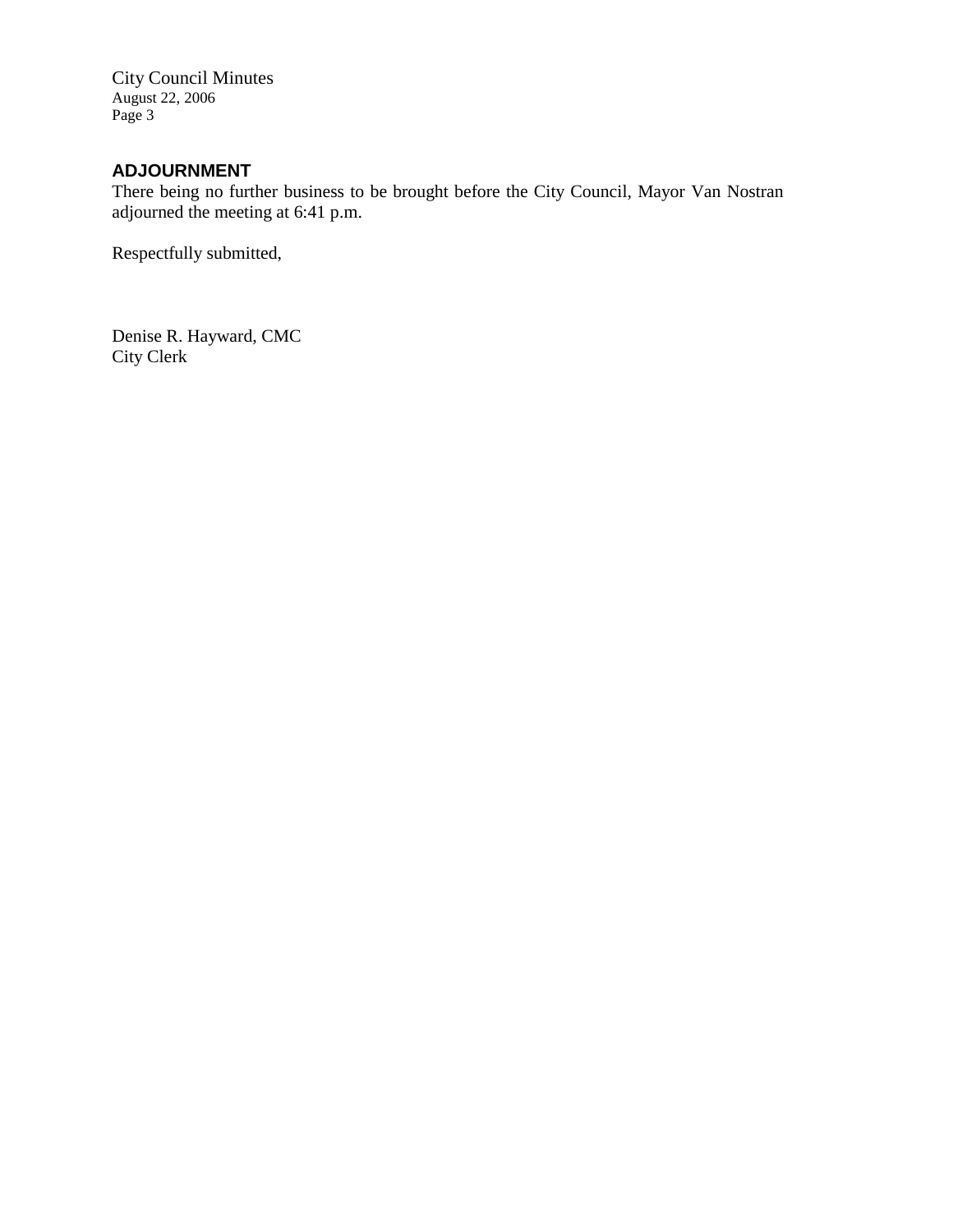## ADJOURNMENT

There being no further business to be brought before the City Council, Mayor Van Nostran adjourned the meeting at 6:41 p.m.

Respectfully submitted,

Denise R. Hayward, CMC
City Clerk